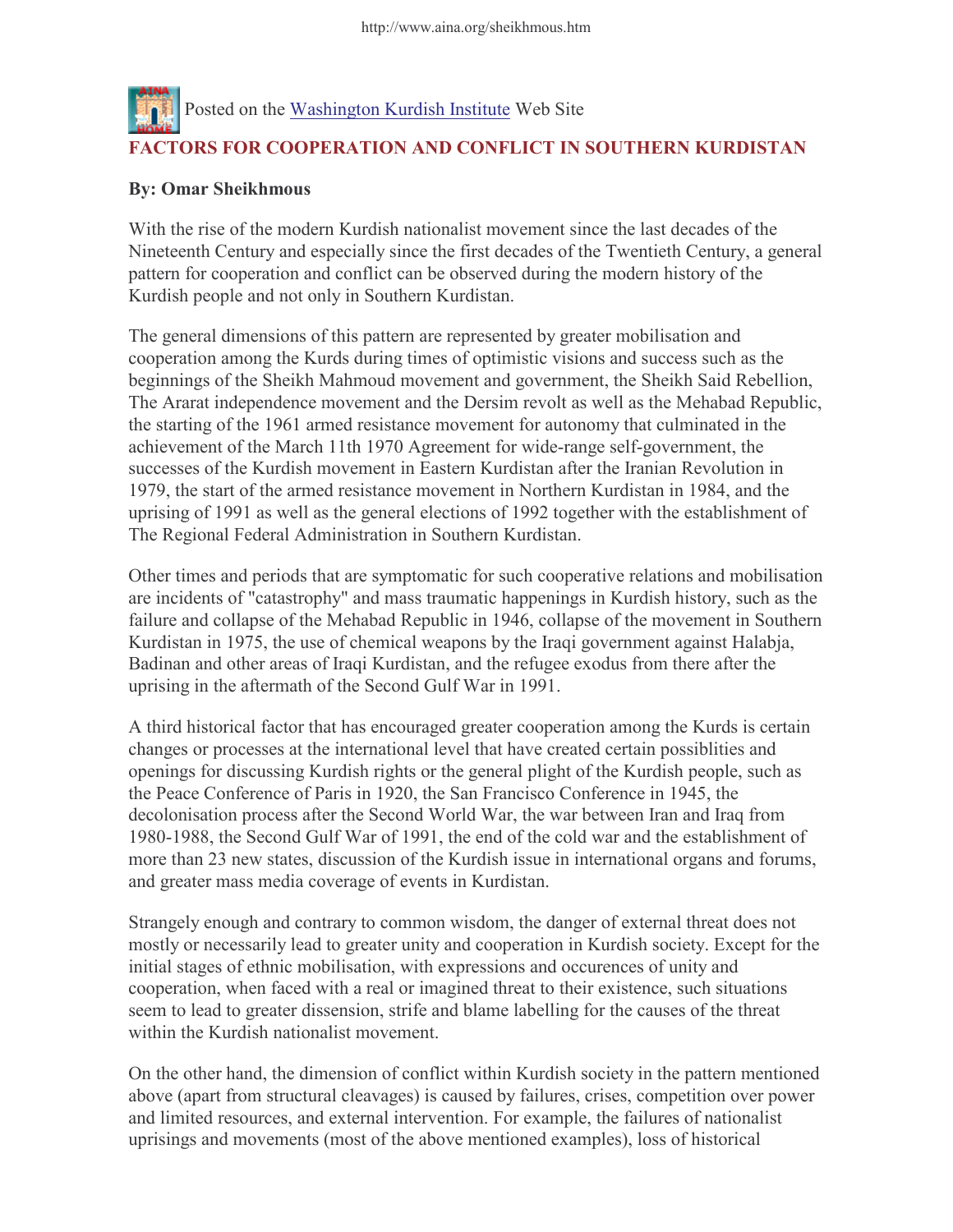Posted on the Washington Kurdish Institute Web Site

# FACTORS FOR COOPERATION AND CONFLICT IN SOUTHERN KURDISTAN

**By: Omar Sheikhmous**

With the rise of the modern Kurdish nationalist movement since the last decades of the Nineteenth Century and especially since the first decades of the Twentieth Century, a general pattern for cooperation and conflict can be observed during the modern history of the Kurdish people and not only in Southern Kurdistan.

The general dimensions of this pattern are represented by greater mobilisation and cooperation among the Kurds during times of optimistic visions and success such as the beginnings of the Sheikh Mahmoud movement and government, the Sheikh Said Rebellion, The Ararat independence movement and the Dersim revolt as well as the Mehabad Republic, the starting of the 1961 armed resistance movement for autonomy that culminated in the achievement of the March 11th 1970 Agreement for wide-range self-government, the successes of the Kurdish movement in Eastern Kurdistan after the Iranian Revolution in 1979, the start of the armed resistance movement in Northern Kurdistan in 1984, and the uprising of 1991 as well as the general elections of 1992 together with the establishment of The Regional Federal Administration in Southern Kurdistan.

Other times and periods that are symptomatic for such cooperative relations and mobilisation are incidents of "catastrophy" and mass traumatic happenings in Kurdish history, such as the failure and collapse of the Mehabad Republic in 1946, collapse of the movement in Southern Kurdistan in 1975, the use of chemical weapons by the Iraqi government against Halabja, Badinan and other areas of Iraqi Kurdistan, and the refugee exodus from there after the uprising in the aftermath of the Second Gulf War in 1991.

A third historical factor that has encouraged greater cooperation among the Kurds is certain changes or processes at the international level that have created certain possiblities and openings for discussing Kurdish rights or the general plight of the Kurdish people, such as the Peace Conference of Paris in 1920, the San Francisco Conference in 1945, the decolonisation process after the Second World War, the war between Iran and Iraq from 1980-1988, the Second Gulf War of 1991, the end of the cold war and the establishment of more than 23 new states, discussion of the Kurdish issue in international organs and forums, and greater mass media coverage of events in Kurdistan.

Strangely enough and contrary to common wisdom, the danger of external threat does not mostly or necessarily lead to greater unity and cooperation in Kurdish society. Except for the initial stages of ethnic mobilisation, with expressions and occurences of unity and cooperation, when faced with a real or imagined threat to their existence, such situations seem to lead to greater dissension, strife and blame labelling for the causes of the threat within the Kurdish nationalist movement.

On the other hand, the dimension of conflict within Kurdish society in the pattern mentioned above (apart from structural cleavages) is caused by failures, crises, competition over power and limited resources, and external intervention. For example, the failures of nationalist uprisings and movements (most of the above mentioned examples), loss of historical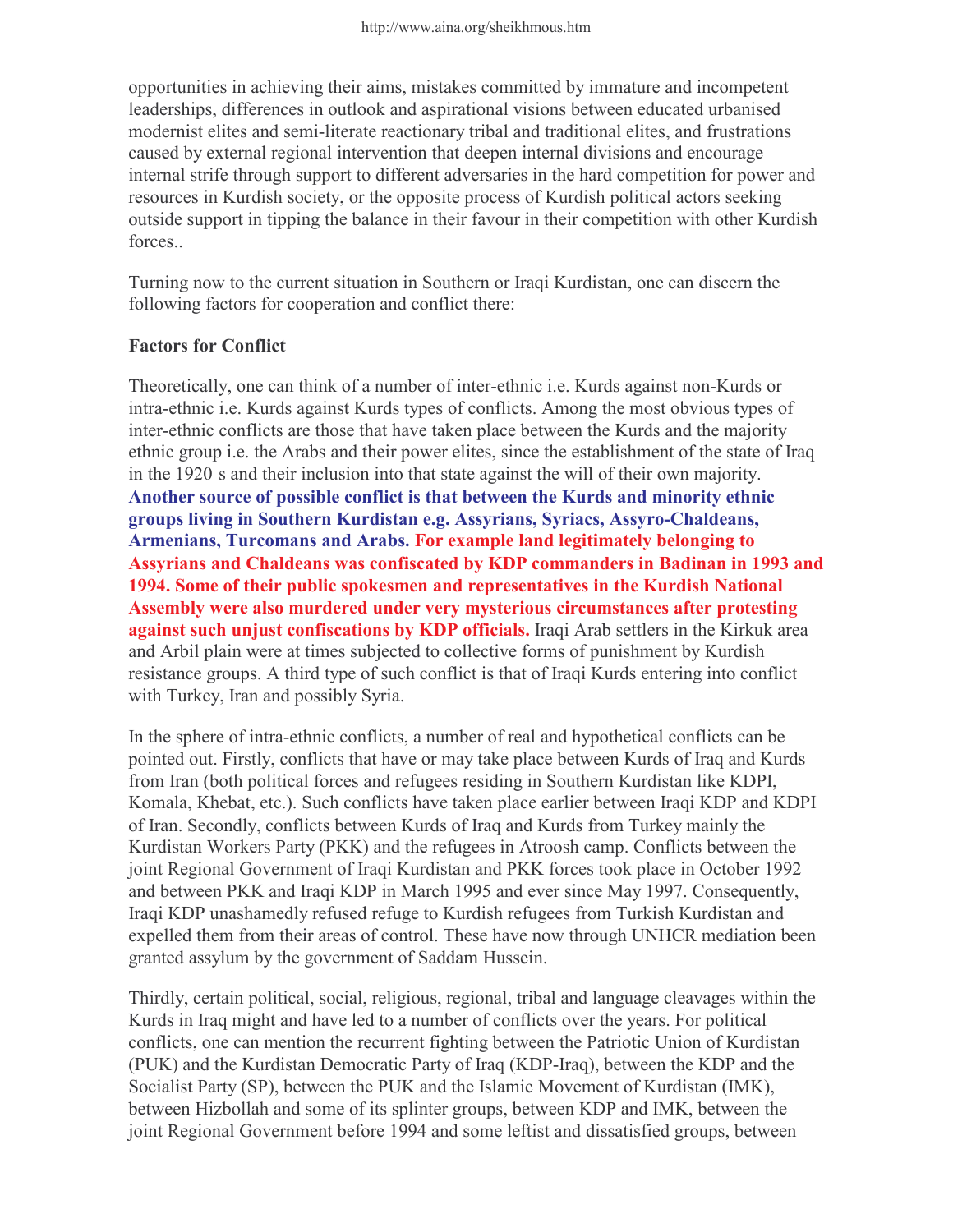opportunities in achieving their aims, mistakes committed by immature and incompetent leaderships, differences in outlook and aspirational visions between educated urbanised modernist elites and semi-literate reactionary tribal and traditional elites, and frustrations caused by external regional intervention that deepen internal divisions and encourage internal strife through support to different adversaries in the hard competition for power and resources in Kurdish society, or the opposite process of Kurdish political actors seeking outside support in tipping the balance in their favour in their competition with other Kurdish forces..

Turning now to the current situation in Southern or Iraqi Kurdistan, one can discern the following factors for cooperation and conflict there:

**Factors for Conflict**

Theoretically, one can think of a number of inter-ethnic i.e. Kurds against non-Kurds or intra-ethnic i.e. Kurds against Kurds types of conflicts. Among the most obvious types of inter-ethnic conflicts are those that have taken place between the Kurds and the majority ethnic group i.e. the Arabs and their power elites, since the establishment of the state of Iraq in the 1920 s and their inclusion into that state against the will of their own majority. **Another source of possible conflict is that between the Kurds and minority ethnic groups living in Southern Kurdistan e.g. Assyrians, Syriacs, Assyro-Chaldeans, Armenians, Turcomans and Arabs.** **For example land legitimately belonging to Assyrians and Chaldeans was confiscated by KDP commanders in Badinan in 1993 and 1994. Some of their public spokesmen and representatives in the Kurdish National Assembly were also murdered under very mysterious circumstances after protesting against such unjust confiscations by KDP officials.** Iraqi Arab settlers in the Kirkuk area and Arbil plain were at times subjected to collective forms of punishment by Kurdish resistance groups. A third type of such conflict is that of Iraqi Kurds entering into conflict with Turkey, Iran and possibly Syria.

In the sphere of intra-ethnic conflicts, a number of real and hypothetical conflicts can be pointed out. Firstly, conflicts that have or may take place between Kurds of Iraq and Kurds from Iran (both political forces and refugees residing in Southern Kurdistan like KDPI, Komala, Khebat, etc.). Such conflicts have taken place earlier between Iraqi KDP and KDPI of Iran. Secondly, conflicts between Kurds of Iraq and Kurds from Turkey mainly the Kurdistan Workers Party (PKK) and the refugees in Atroosh camp. Conflicts between the joint Regional Government of Iraqi Kurdistan and PKK forces took place in October 1992 and between PKK and Iraqi KDP in March 1995 and ever since May 1997. Consequently, Iraqi KDP unashamedly refused refuge to Kurdish refugees from Turkish Kurdistan and expelled them from their areas of control. These have now through UNHCR mediation been granted assylum by the government of Saddam Hussein.

Thirdly, certain political, social, religious, regional, tribal and language cleavages within the Kurds in Iraq might and have led to a number of conflicts over the years. For political conflicts, one can mention the recurrent fighting between the Patriotic Union of Kurdistan (PUK) and the Kurdistan Democratic Party of Iraq (KDP-Iraq), between the KDP and the Socialist Party (SP), between the PUK and the Islamic Movement of Kurdistan (IMK), between Hizbollah and some of its splinter groups, between KDP and IMK, between the joint Regional Government before 1994 and some leftist and dissatisfied groups, between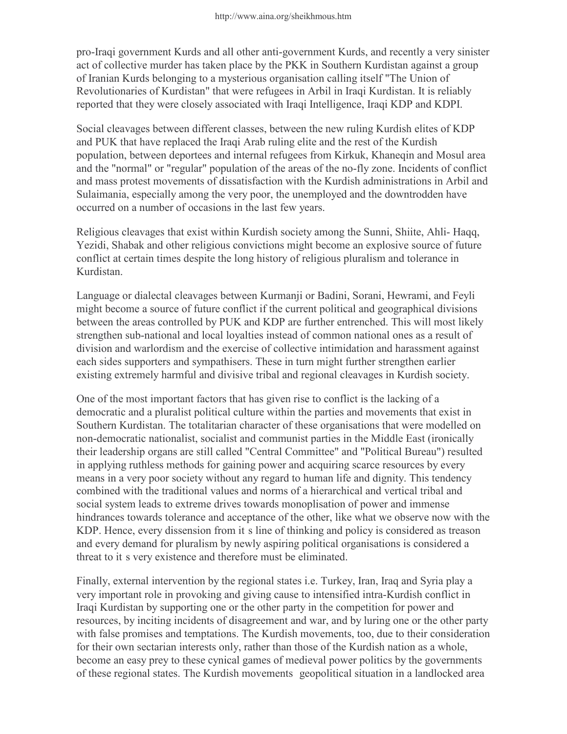pro-Iraqi government Kurds and all other anti-government Kurds, and recently a very sinister act of collective murder has taken place by the PKK in Southern Kurdistan against a group of Iranian Kurds belonging to a mysterious organisation calling itself "The Union of Revolutionaries of Kurdistan" that were refugees in Arbil in Iraqi Kurdistan. It is reliably reported that they were closely associated with Iraqi Intelligence, Iraqi KDP and KDPI.

Social cleavages between different classes, between the new ruling Kurdish elites of KDP and PUK that have replaced the Iraqi Arab ruling elite and the rest of the Kurdish population, between deportees and internal refugees from Kirkuk, Khaneqin and Mosul area and the "normal" or "regular" population of the areas of the no-fly zone. Incidents of conflict and mass protest movements of dissatisfaction with the Kurdish administrations in Arbil and Sulaimania, especially among the very poor, the unemployed and the downtrodden have occurred on a number of occasions in the last few years.

Religious cleavages that exist within Kurdish society among the Sunni, Shiite, Ahli- Haqq, Yezidi, Shabak and other religious convictions might become an explosive source of future conflict at certain times despite the long history of religious pluralism and tolerance in Kurdistan.

Language or dialectal cleavages between Kurmanji or Badini, Sorani, Hewrami, and Feyli might become a source of future conflict if the current political and geographical divisions between the areas controlled by PUK and KDP are further entrenched. This will most likely strengthen sub-national and local loyalties instead of common national ones as a result of division and warlordism and the exercise of collective intimidation and harassment against each sides supporters and sympathisers. These in turn might further strengthen earlier existing extremely harmful and divisive tribal and regional cleavages in Kurdish society.

One of the most important factors that has given rise to conflict is the lacking of a democratic and a pluralist political culture within the parties and movements that exist in Southern Kurdistan. The totalitarian character of these organisations that were modelled on non-democratic nationalist, socialist and communist parties in the Middle East (ironically their leadership organs are still called "Central Committee" and "Political Bureau") resulted in applying ruthless methods for gaining power and acquiring scarce resources by every means in a very poor society without any regard to human life and dignity. This tendency combined with the traditional values and norms of a hierarchical and vertical tribal and social system leads to extreme drives towards monoplisation of power and immense hindrances towards tolerance and acceptance of the other, like what we observe now with the KDP. Hence, every dissension from it s line of thinking and policy is considered as treason and every demand for pluralism by newly aspiring political organisations is considered a threat to it s very existence and therefore must be eliminated.

Finally, external intervention by the regional states i.e. Turkey, Iran, Iraq and Syria play a very important role in provoking and giving cause to intensified intra-Kurdish conflict in Iraqi Kurdistan by supporting one or the other party in the competition for power and resources, by inciting incidents of disagreement and war, and by luring one or the other party with false promises and temptations. The Kurdish movements, too, due to their consideration for their own sectarian interests only, rather than those of the Kurdish nation as a whole, become an easy prey to these cynical games of medieval power politics by the governments of these regional states. The Kurdish movements geopolitical situation in a landlocked area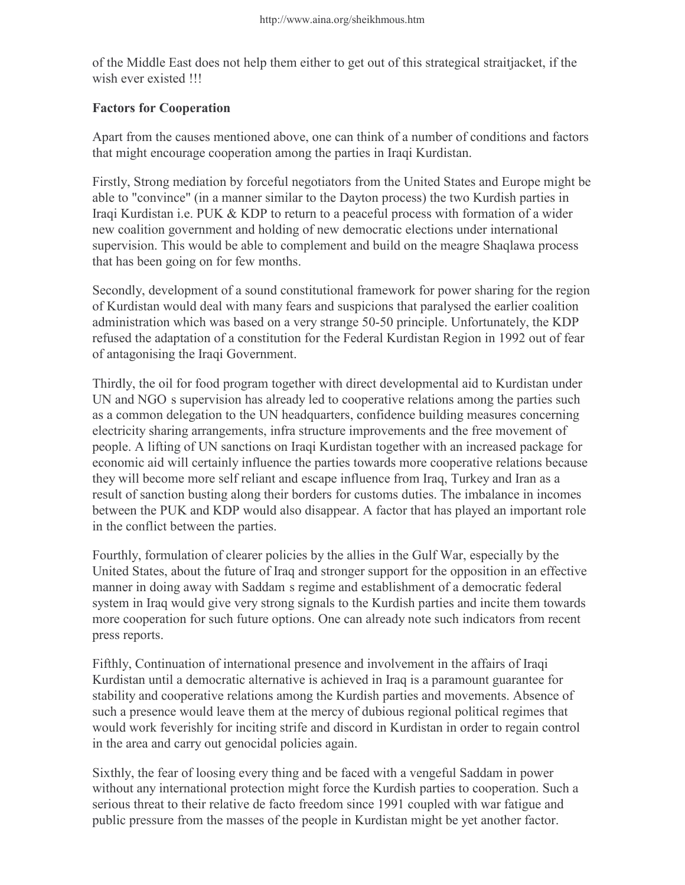of the Middle East does not help them either to get out of this strategical straitjacket, if the wish ever existed !!!

**Factors for Cooperation**

Apart from the causes mentioned above, one can think of a number of conditions and factors that might encourage cooperation among the parties in Iraqi Kurdistan.

Firstly, Strong mediation by forceful negotiators from the United States and Europe might be able to "convince" (in a manner similar to the Dayton process) the two Kurdish parties in Iraqi Kurdistan i.e. PUK & KDP to return to a peaceful process with formation of a wider new coalition government and holding of new democratic elections under international supervision. This would be able to complement and build on the meagre Shaqlawa process that has been going on for few months.

Secondly, development of a sound constitutional framework for power sharing for the region of Kurdistan would deal with many fears and suspicions that paralysed the earlier coalition administration which was based on a very strange 50-50 principle. Unfortunately, the KDP refused the adaptation of a constitution for the Federal Kurdistan Region in 1992 out of fear of antagonising the Iraqi Government.

Thirdly, the oil for food program together with direct developmental aid to Kurdistan under UN and NGO s supervision has already led to cooperative relations among the parties such as a common delegation to the UN headquarters, confidence building measures concerning electricity sharing arrangements, infra structure improvements and the free movement of people. A lifting of UN sanctions on Iraqi Kurdistan together with an increased package for economic aid will certainly influence the parties towards more cooperative relations because they will become more self reliant and escape influence from Iraq, Turkey and Iran as a result of sanction busting along their borders for customs duties. The imbalance in incomes between the PUK and KDP would also disappear. A factor that has played an important role in the conflict between the parties.

Fourthly, formulation of clearer policies by the allies in the Gulf War, especially by the United States, about the future of Iraq and stronger support for the opposition in an effective manner in doing away with Saddam s regime and establishment of a democratic federal system in Iraq would give very strong signals to the Kurdish parties and incite them towards more cooperation for such future options. One can already note such indicators from recent press reports.

Fifthly, Continuation of international presence and involvement in the affairs of Iraqi Kurdistan until a democratic alternative is achieved in Iraq is a paramount guarantee for stability and cooperative relations among the Kurdish parties and movements. Absence of such a presence would leave them at the mercy of dubious regional political regimes that would work feverishly for inciting strife and discord in Kurdistan in order to regain control in the area and carry out genocidal policies again.

Sixthly, the fear of loosing every thing and be faced with a vengeful Saddam in power without any international protection might force the Kurdish parties to cooperation. Such a serious threat to their relative de facto freedom since 1991 coupled with war fatigue and public pressure from the masses of the people in Kurdistan might be yet another factor.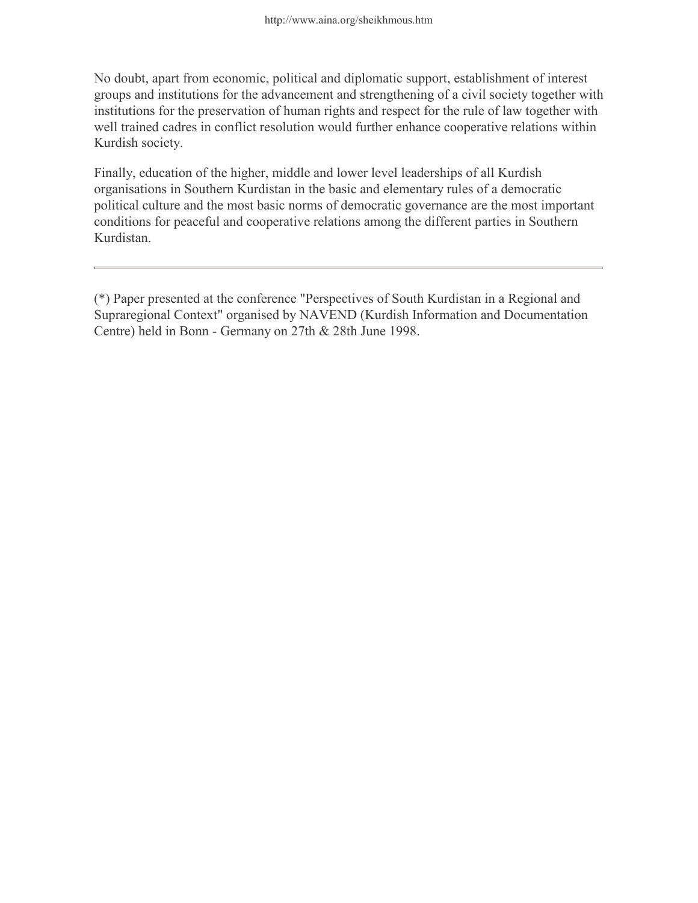No doubt, apart from economic, political and diplomatic support, establishment of interest groups and institutions for the advancement and strengthening of a civil society together with institutions for the preservation of human rights and respect for the rule of law together with well trained cadres in conflict resolution would further enhance cooperative relations within Kurdish society.

Finally, education of the higher, middle and lower level leaderships of all Kurdish organisations in Southern Kurdistan in the basic and elementary rules of a democratic political culture and the most basic norms of democratic governance are the most important conditions for peaceful and cooperative relations among the different parties in Southern Kurdistan.

---

(*) Paper presented at the conference "Perspectives of South Kurdistan in a Regional and Supraregional Context" organised by NAVEND (Kurdish Information and Documentation Centre) held in Bonn - Germany on 27th & 28th June 1998.